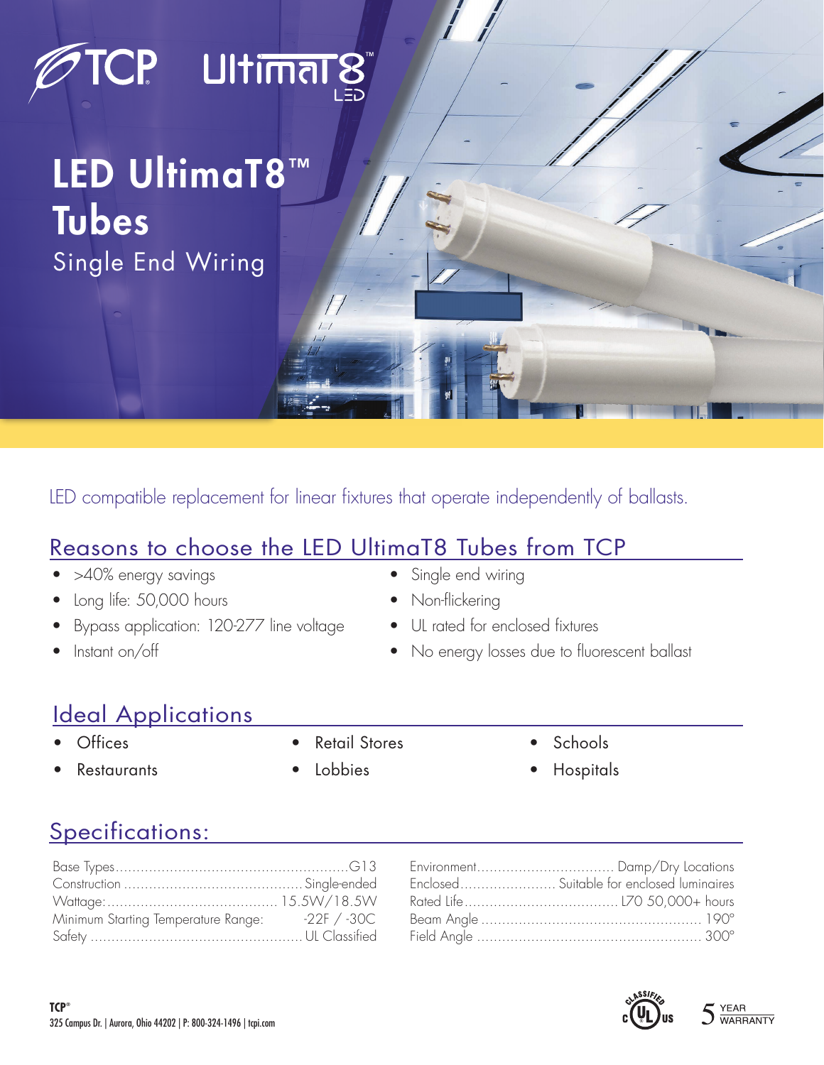TCP UltimaT8™ LED

# LED UltimaT8™ Tubes

Single End Wiring

LED compatible replacement for linear fixtures that operate independently of ballasts.

## Reasons to choose the LED UltimaT8 Tubes from TCP

- >40% energy savings
- Long life: 50,000 hours
- Bypass application: 120-277 line voltage
- Instant on/off
- Single end wiring
- Non-flickering
- UL rated for enclosed fixtures
- No energy losses due to fluorescent ballast

## Ideal Applications

- Offices
- Restaurants
- Retail Stores
- Lobbies
- Schools
- Hospitals

## Specifications:

| | |
|---|---|
| Base Types | G13 |
| Construction | Single-ended |
| Wattage: | 15.5W/18.5W |
| Minimum Starting Temperature Range: | -22F / -30C |
| Safety | UL Classified |
| Environment | Damp/Dry Locations |
| Enclosed | Suitable for enclosed luminaires |
| Rated Life | L70 50,000+ hours |
| Beam Angle | 190° |
| Field Angle | 300° |

**TCP®**
325 Campus Dr. | Aurora, Ohio 44202 | P: 800-324-1496 | tcpi.com

5 YEAR WARRANTY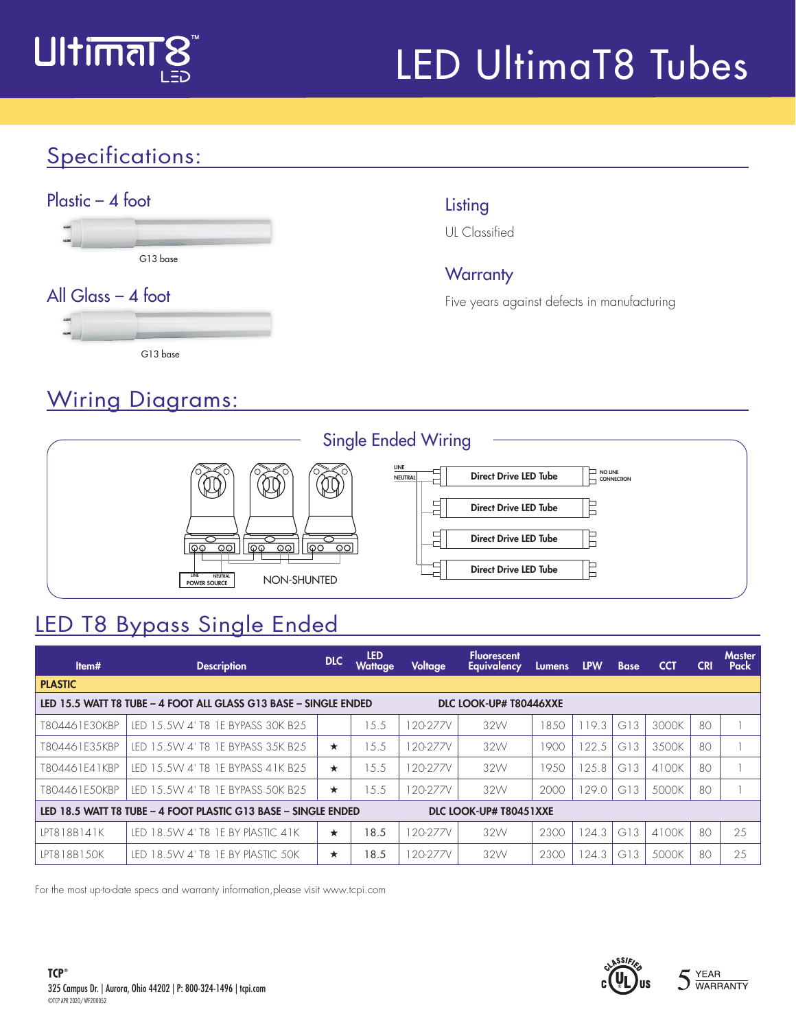# LED UltimaT8 Tubes

## Specifications:

### Plastic – 4 foot

G13 base

### All Glass – 4 foot

G13 base

### Listing

UL Classified

### Warranty

Five years against defects in manufacturing

## Wiring Diagrams:

### Single Ended Wiring

LINE
NEUTRAL
Direct Drive LED Tube
NO LINE CONNECTION
Direct Drive LED Tube
Direct Drive LED Tube
Direct Drive LED Tube

LINE NEUTRAL
POWER SOURCE
NON-SHUNTED

## LED T8 Bypass Single Ended

| Item# | Description | DLC | LED Wattage | Voltage | Fluorescent Equivalency | Lumens | LPW | Base | CCT | CRI | Master Pack |
|---|---|---|---|---|---|---|---|---|---|---|---|
| **PLASTIC** | | | | | | | | | | | |
| **LED 15.5 WATT T8 TUBE – 4 FOOT ALL GLASS G13 BASE – SINGLE ENDED** | | | **DLC LOOK-UP# T80446XXE** | | | | | | | | |
| T804461E30KBP | LED 15.5W 4' T8 1E BYPASS 30K B25 | | 15.5 | 120-277V | 32W | 1850 | 119.3 | G13 | 3000K | 80 | 1 |
| T804461E35KBP | LED 15.5W 4' T8 1E BYPASS 35K B25 | ★ | 15.5 | 120-277V | 32W | 1900 | 122.5 | G13 | 3500K | 80 | 1 |
| T804461E41KBP | LED 15.5W 4' T8 1E BYPASS 41K B25 | ★ | 15.5 | 120-277V | 32W | 1950 | 125.8 | G13 | 4100K | 80 | 1 |
| T804461E50KBP | LED 15.5W 4' T8 1E BYPASS 50K B25 | ★ | 15.5 | 120-277V | 32W | 2000 | 129.0 | G13 | 5000K | 80 | 1 |
| **LED 18.5 WATT T8 TUBE – 4 FOOT PLASTIC G13 BASE – SINGLE ENDED** | | | **DLC LOOK-UP# T80451XXE** | | | | | | | | |
| LPT818B141K | LED 18.5W 4' T8 1E BY PlASTIC 41K | ★ | 18.5 | 120-277V | 32W | 2300 | 124.3 | G13 | 4100K | 80 | 25 |
| LPT818B150K | LED 18.5W 4' T8 1E BY PlASTIC 50K | ★ | 18.5 | 120-277V | 32W | 2300 | 124.3 | G13 | 5000K | 80 | 25 |

For the most up-to-date specs and warranty information,please visit www.tcpi.com

**TCP®**
325 Campus Dr. | Aurora, Ohio 44202 | P: 800-324-1496 | tcpi.com
©TCP APR 2020/ WF200052

5 YEAR WARRANTY